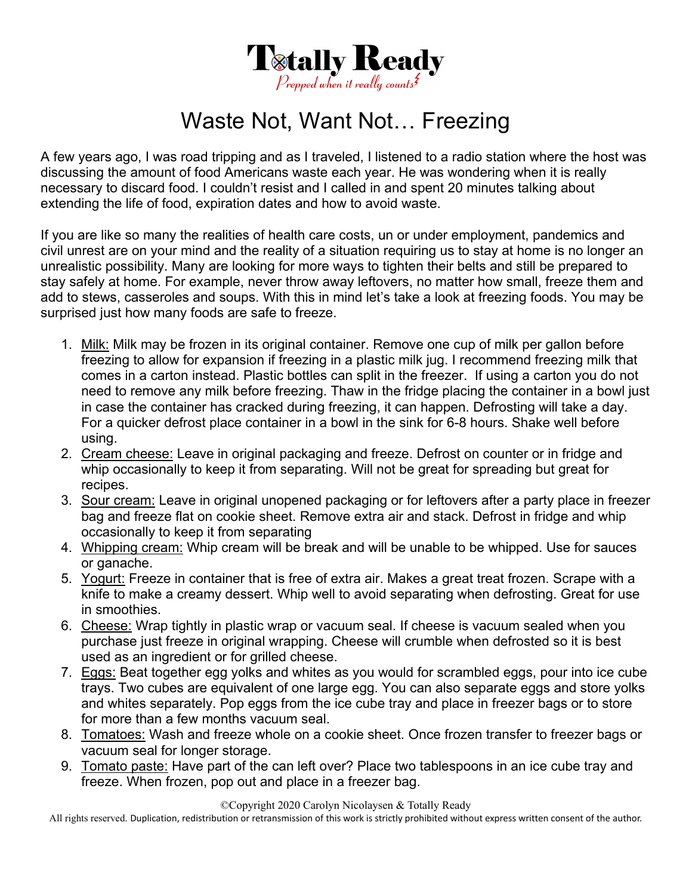Totally Ready

*Prepped when it really counts*

# Waste Not, Want Not… Freezing

A few years ago, I was road tripping and as I traveled, I listened to a radio station where the host was discussing the amount of food Americans waste each year. He was wondering when it is really necessary to discard food. I couldn't resist and I called in and spent 20 minutes talking about extending the life of food, expiration dates and how to avoid waste.

If you are like so many the realities of health care costs, un or under employment, pandemics and civil unrest are on your mind and the reality of a situation requiring us to stay at home is no longer an unrealistic possibility. Many are looking for more ways to tighten their belts and still be prepared to stay safely at home. For example, never throw away leftovers, no matter how small, freeze them and add to stews, casseroles and soups. With this in mind let's take a look at freezing foods. You may be surprised just how many foods are safe to freeze.

1. Milk: Milk may be frozen in its original container. Remove one cup of milk per gallon before freezing to allow for expansion if freezing in a plastic milk jug. I recommend freezing milk that comes in a carton instead. Plastic bottles can split in the freezer. If using a carton you do not need to remove any milk before freezing. Thaw in the fridge placing the container in a bowl just in case the container has cracked during freezing, it can happen. Defrosting will take a day. For a quicker defrost place container in a bowl in the sink for 6-8 hours. Shake well before using.
2. Cream cheese: Leave in original packaging and freeze. Defrost on counter or in fridge and whip occasionally to keep it from separating. Will not be great for spreading but great for recipes.
3. Sour cream: Leave in original unopened packaging or for leftovers after a party place in freezer bag and freeze flat on cookie sheet. Remove extra air and stack. Defrost in fridge and whip occasionally to keep it from separating
4. Whipping cream: Whip cream will be break and will be unable to be whipped. Use for sauces or ganache.
5. Yogurt: Freeze in container that is free of extra air. Makes a great treat frozen. Scrape with a knife to make a creamy dessert. Whip well to avoid separating when defrosting. Great for use in smoothies.
6. Cheese: Wrap tightly in plastic wrap or vacuum seal. If cheese is vacuum sealed when you purchase just freeze in original wrapping. Cheese will crumble when defrosted so it is best used as an ingredient or for grilled cheese.
7. Eggs: Beat together egg yolks and whites as you would for scrambled eggs, pour into ice cube trays. Two cubes are equivalent of one large egg. You can also separate eggs and store yolks and whites separately. Pop eggs from the ice cube tray and place in freezer bags or to store for more than a few months vacuum seal.
8. Tomatoes: Wash and freeze whole on a cookie sheet. Once frozen transfer to freezer bags or vacuum seal for longer storage.
9. Tomato paste: Have part of the can left over? Place two tablespoons in an ice cube tray and freeze. When frozen, pop out and place in a freezer bag.

©Copyright 2020 Carolyn Nicolaysen & Totally Ready
All rights reserved. Duplication, redistribution or retransmission of this work is strictly prohibited without express written consent of the author.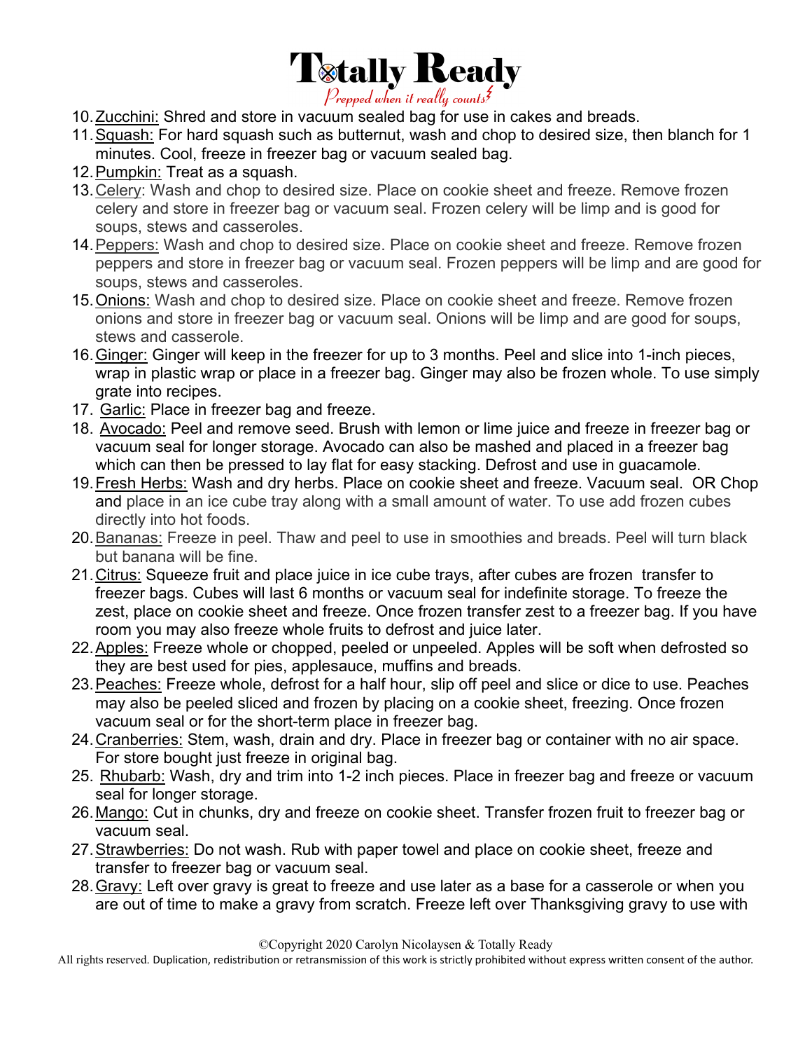10. Zucchini: Shred and store in vacuum sealed bag for use in cakes and breads.
11. Squash: For hard squash such as butternut, wash and chop to desired size, then blanch for 1 minutes. Cool, freeze in freezer bag or vacuum sealed bag.
12. Pumpkin: Treat as a squash.
13. Celery: Wash and chop to desired size. Place on cookie sheet and freeze. Remove frozen celery and store in freezer bag or vacuum seal. Frozen celery will be limp and is good for soups, stews and casseroles.
14. Peppers: Wash and chop to desired size. Place on cookie sheet and freeze. Remove frozen peppers and store in freezer bag or vacuum seal. Frozen peppers will be limp and are good for soups, stews and casseroles.
15. Onions: Wash and chop to desired size. Place on cookie sheet and freeze. Remove frozen onions and store in freezer bag or vacuum seal. Onions will be limp and are good for soups, stews and casserole.
16. Ginger: Ginger will keep in the freezer for up to 3 months. Peel and slice into 1-inch pieces, wrap in plastic wrap or place in a freezer bag. Ginger may also be frozen whole. To use simply grate into recipes.
17. Garlic: Place in freezer bag and freeze.
18. Avocado: Peel and remove seed. Brush with lemon or lime juice and freeze in freezer bag or vacuum seal for longer storage. Avocado can also be mashed and placed in a freezer bag which can then be pressed to lay flat for easy stacking. Defrost and use in guacamole.
19. Fresh Herbs: Wash and dry herbs. Place on cookie sheet and freeze. Vacuum seal. OR Chop and place in an ice cube tray along with a small amount of water. To use add frozen cubes directly into hot foods.
20. Bananas: Freeze in peel. Thaw and peel to use in smoothies and breads. Peel will turn black but banana will be fine.
21. Citrus: Squeeze fruit and place juice in ice cube trays, after cubes are frozen transfer to freezer bags. Cubes will last 6 months or vacuum seal for indefinite storage. To freeze the zest, place on cookie sheet and freeze. Once frozen transfer zest to a freezer bag. If you have room you may also freeze whole fruits to defrost and juice later.
22. Apples: Freeze whole or chopped, peeled or unpeeled. Apples will be soft when defrosted so they are best used for pies, applesauce, muffins and breads.
23. Peaches: Freeze whole, defrost for a half hour, slip off peel and slice or dice to use. Peaches may also be peeled sliced and frozen by placing on a cookie sheet, freezing. Once frozen vacuum seal or for the short-term place in freezer bag.
24. Cranberries: Stem, wash, drain and dry. Place in freezer bag or container with no air space. For store bought just freeze in original bag.
25. Rhubarb: Wash, dry and trim into 1-2 inch pieces. Place in freezer bag and freeze or vacuum seal for longer storage.
26. Mango: Cut in chunks, dry and freeze on cookie sheet. Transfer frozen fruit to freezer bag or vacuum seal.
27. Strawberries: Do not wash. Rub with paper towel and place on cookie sheet, freeze and transfer to freezer bag or vacuum seal.
28. Gravy: Left over gravy is great to freeze and use later as a base for a casserole or when you are out of time to make a gravy from scratch. Freeze left over Thanksgiving gravy to use with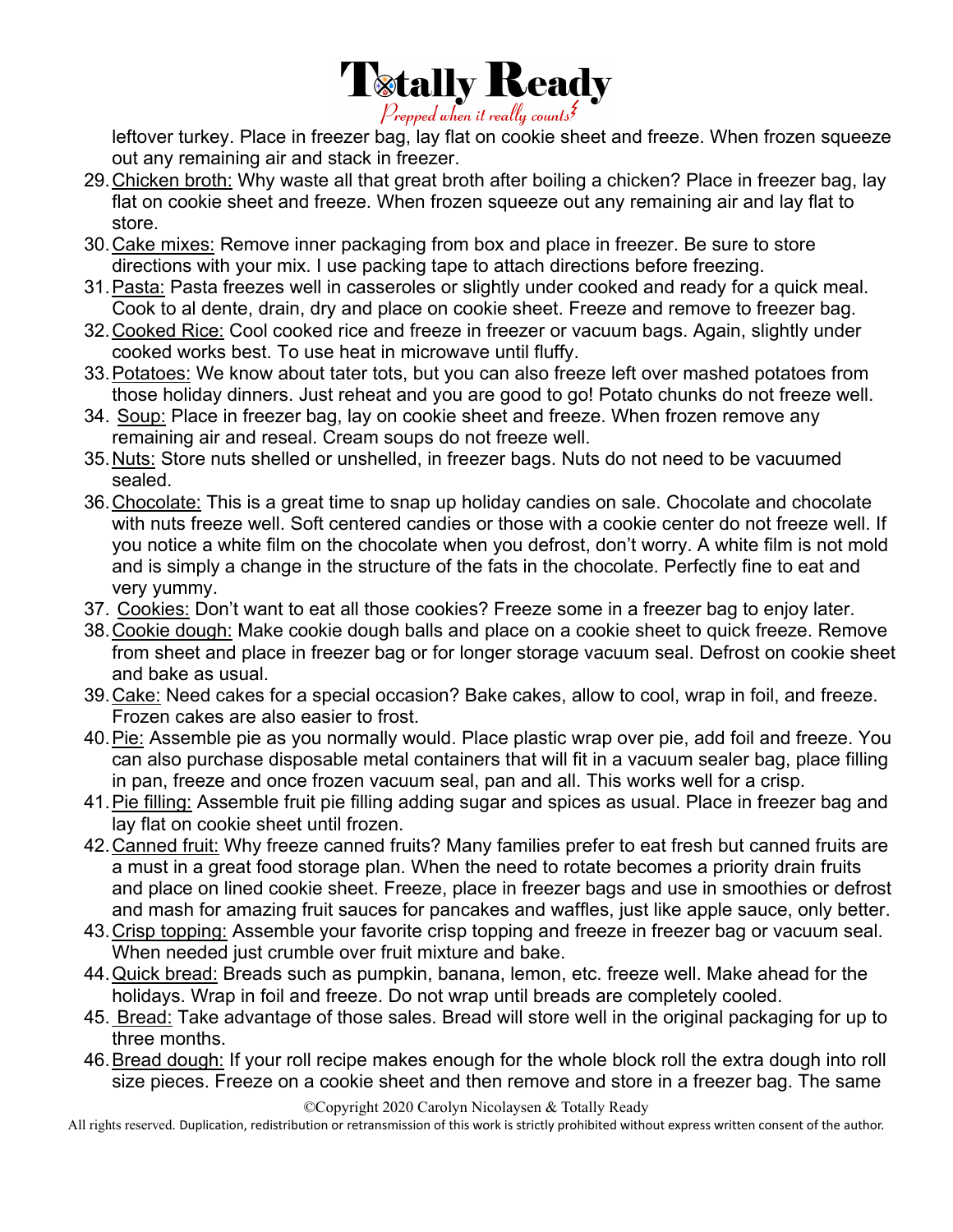leftover turkey. Place in freezer bag, lay flat on cookie sheet and freeze. When frozen squeeze out any remaining air and stack in freezer.

29. Chicken broth: Why waste all that great broth after boiling a chicken? Place in freezer bag, lay flat on cookie sheet and freeze. When frozen squeeze out any remaining air and lay flat to store.
30. Cake mixes: Remove inner packaging from box and place in freezer. Be sure to store directions with your mix. I use packing tape to attach directions before freezing.
31. Pasta: Pasta freezes well in casseroles or slightly under cooked and ready for a quick meal. Cook to al dente, drain, dry and place on cookie sheet. Freeze and remove to freezer bag.
32. Cooked Rice: Cool cooked rice and freeze in freezer or vacuum bags. Again, slightly under cooked works best. To use heat in microwave until fluffy.
33. Potatoes: We know about tater tots, but you can also freeze left over mashed potatoes from those holiday dinners. Just reheat and you are good to go! Potato chunks do not freeze well.
34. Soup: Place in freezer bag, lay on cookie sheet and freeze. When frozen remove any remaining air and reseal. Cream soups do not freeze well.
35. Nuts: Store nuts shelled or unshelled, in freezer bags. Nuts do not need to be vacuumed sealed.
36. Chocolate: This is a great time to snap up holiday candies on sale. Chocolate and chocolate with nuts freeze well. Soft centered candies or those with a cookie center do not freeze well. If you notice a white film on the chocolate when you defrost, don't worry. A white film is not mold and is simply a change in the structure of the fats in the chocolate. Perfectly fine to eat and very yummy.
37. Cookies: Don't want to eat all those cookies? Freeze some in a freezer bag to enjoy later.
38. Cookie dough: Make cookie dough balls and place on a cookie sheet to quick freeze. Remove from sheet and place in freezer bag or for longer storage vacuum seal. Defrost on cookie sheet and bake as usual.
39. Cake: Need cakes for a special occasion? Bake cakes, allow to cool, wrap in foil, and freeze. Frozen cakes are also easier to frost.
40. Pie: Assemble pie as you normally would. Place plastic wrap over pie, add foil and freeze. You can also purchase disposable metal containers that will fit in a vacuum sealer bag, place filling in pan, freeze and once frozen vacuum seal, pan and all. This works well for a crisp.
41. Pie filling: Assemble fruit pie filling adding sugar and spices as usual. Place in freezer bag and lay flat on cookie sheet until frozen.
42. Canned fruit: Why freeze canned fruits? Many families prefer to eat fresh but canned fruits are a must in a great food storage plan. When the need to rotate becomes a priority drain fruits and place on lined cookie sheet. Freeze, place in freezer bags and use in smoothies or defrost and mash for amazing fruit sauces for pancakes and waffles, just like apple sauce, only better.
43. Crisp topping: Assemble your favorite crisp topping and freeze in freezer bag or vacuum seal. When needed just crumble over fruit mixture and bake.
44. Quick bread: Breads such as pumpkin, banana, lemon, etc. freeze well. Make ahead for the holidays. Wrap in foil and freeze. Do not wrap until breads are completely cooled.
45. Bread: Take advantage of those sales. Bread will store well in the original packaging for up to three months.
46. Bread dough: If your roll recipe makes enough for the whole block roll the extra dough into roll size pieces. Freeze on a cookie sheet and then remove and store in a freezer bag. The same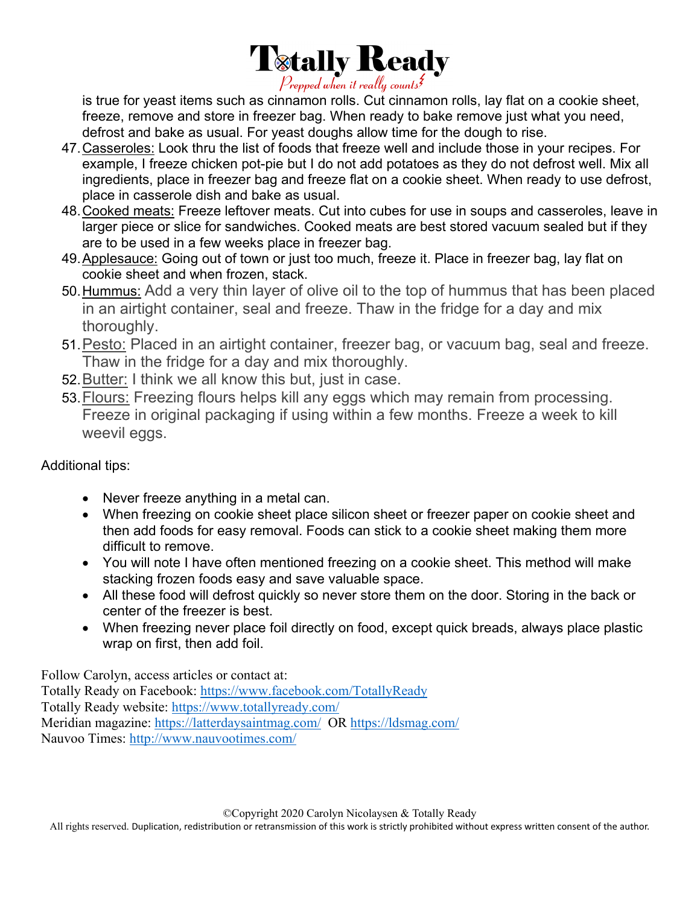is true for yeast items such as cinnamon rolls. Cut cinnamon rolls, lay flat on a cookie sheet, freeze, remove and store in freezer bag. When ready to bake remove just what you need, defrost and bake as usual. For yeast doughs allow time for the dough to rise.

47. Casseroles: Look thru the list of foods that freeze well and include those in your recipes. For example, I freeze chicken pot-pie but I do not add potatoes as they do not defrost well. Mix all ingredients, place in freezer bag and freeze flat on a cookie sheet. When ready to use defrost, place in casserole dish and bake as usual.
48. Cooked meats: Freeze leftover meats. Cut into cubes for use in soups and casseroles, leave in larger piece or slice for sandwiches. Cooked meats are best stored vacuum sealed but if they are to be used in a few weeks place in freezer bag.
49. Applesauce: Going out of town or just too much, freeze it. Place in freezer bag, lay flat on cookie sheet and when frozen, stack.
50. Hummus: Add a very thin layer of olive oil to the top of hummus that has been placed in an airtight container, seal and freeze. Thaw in the fridge for a day and mix thoroughly.
51. Pesto: Placed in an airtight container, freezer bag, or vacuum bag, seal and freeze. Thaw in the fridge for a day and mix thoroughly.
52. Butter: I think we all know this but, just in case.
53. Flours: Freezing flours helps kill any eggs which may remain from processing. Freeze in original packaging if using within a few months. Freeze a week to kill weevil eggs.

Additional tips:

- Never freeze anything in a metal can.
- When freezing on cookie sheet place silicon sheet or freezer paper on cookie sheet and then add foods for easy removal. Foods can stick to a cookie sheet making them more difficult to remove.
- You will note I have often mentioned freezing on a cookie sheet. This method will make stacking frozen foods easy and save valuable space.
- All these food will defrost quickly so never store them on the door. Storing in the back or center of the freezer is best.
- When freezing never place foil directly on food, except quick breads, always place plastic wrap on first, then add foil.

Follow Carolyn, access articles or contact at:
Totally Ready on Facebook: https://www.facebook.com/TotallyReady
Totally Ready website: https://www.totallyready.com/
Meridian magazine: https://latterdaysaintmag.com/ OR https://ldsmag.com/
Nauvoo Times: http://www.nauvootimes.com/

©Copyright 2020 Carolyn Nicolaysen & Totally Ready
All rights reserved. Duplication, redistribution or retransmission of this work is strictly prohibited without express written consent of the author.